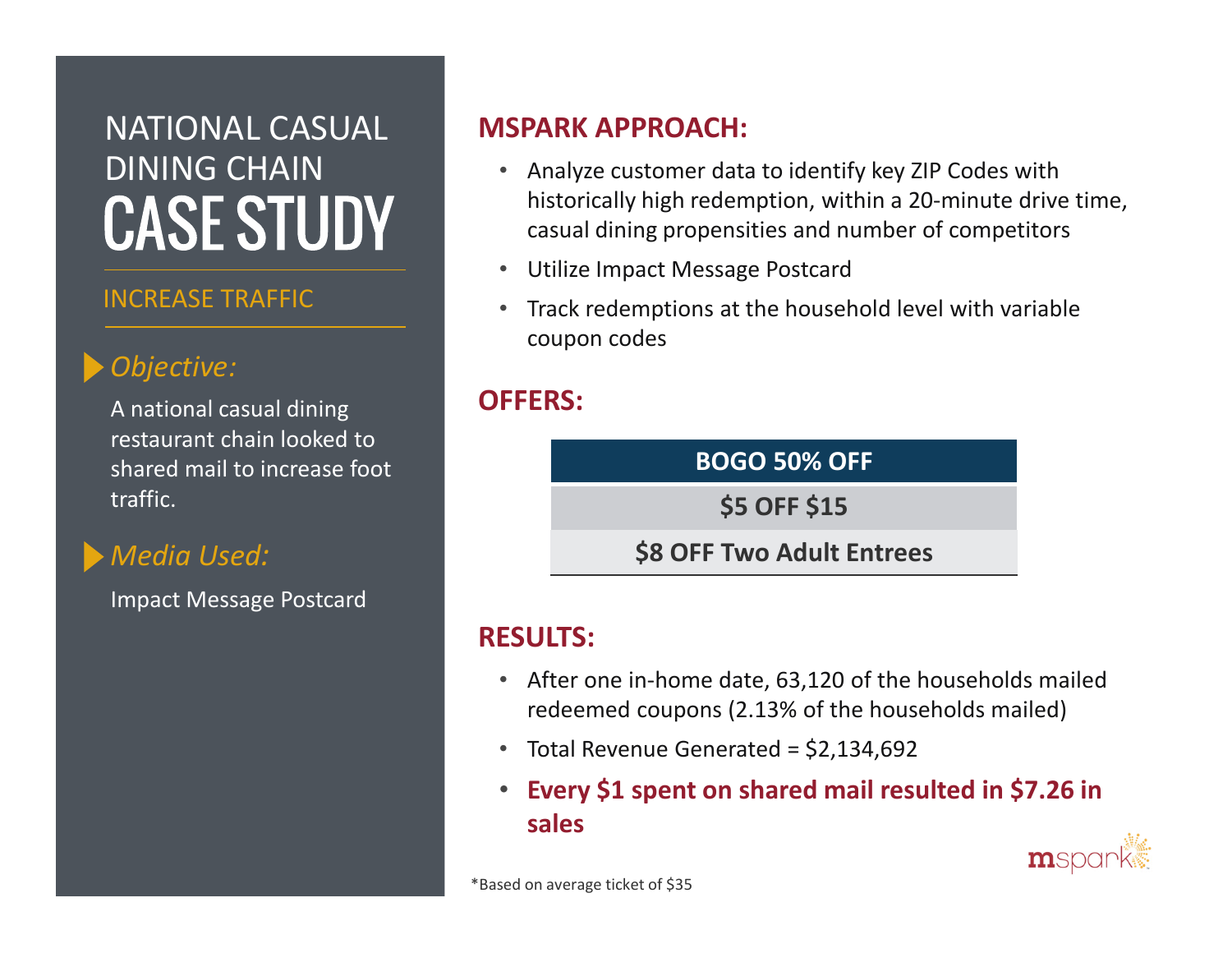# NATIONAL CASUAL DINING CHAIN CASE STUDY

## INCREASE TRAFFIC

### *Objective:*

A national casual dining restaurant chain looked to shared mail to increase foot traffic.

### *Media Used:*

Impact Message Postcard

## MSPARK APPROACH:

- Analyze customer data to identify key ZIP Codes with historically high redemption, within a 20-minute drive time, casual dining propensities and number of competitors
- Utilize Impact Message Postcard
- Track redemptions at the household level with variable coupon codes

## OFFERS:

| BOGO 50% OFF |
| --- |
| $5 OFF $15 |
| $8 OFF Two Adult Entrees |

## RESULTS:

- After one in-home date, 63,120 of the households mailed redeemed coupons (2.13% of the households mailed)
- Total Revenue Generated = $2,134,692
- **Every $1 spent on shared mail resulted in $7.26 in sales**

*Based on average ticket of $35

mspark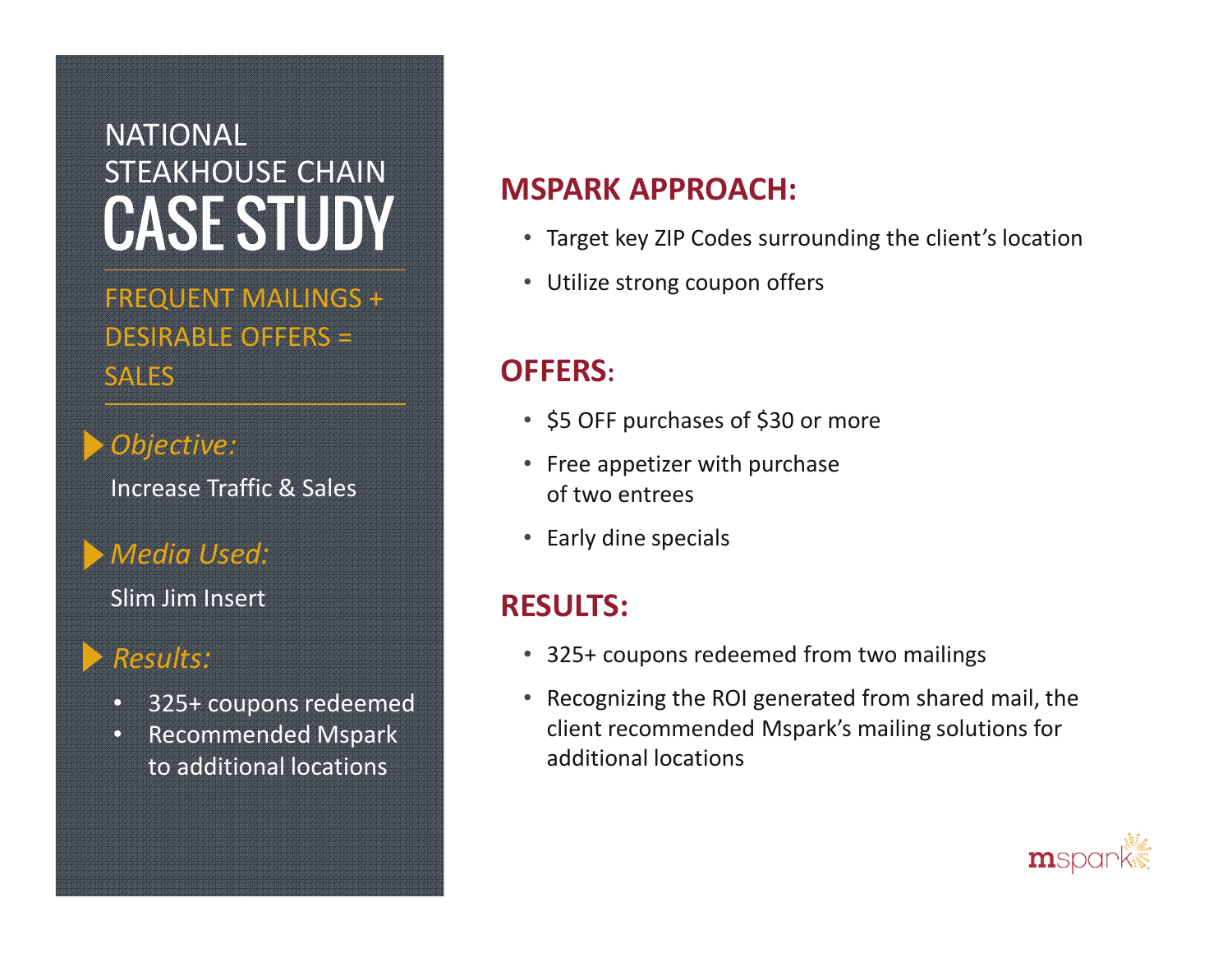# NATIONAL STEAKHOUSE CHAIN CASE STUDY

## FREQUENT MAILINGS + DESIRABLE OFFERS = SALES

*Objective:*

Increase Traffic & Sales

*Media Used:*

Slim Jim Insert

*Results:*

- 325+ coupons redeemed
- Recommended Mspark to additional locations

## MSPARK APPROACH:

- Target key ZIP Codes surrounding the client's location
- Utilize strong coupon offers

## OFFERS:

- $5 OFF purchases of $30 or more
- Free appetizer with purchase of two entrees
- Early dine specials

## RESULTS:

- 325+ coupons redeemed from two mailings
- Recognizing the ROI generated from shared mail, the client recommended Mspark's mailing solutions for additional locations

mspark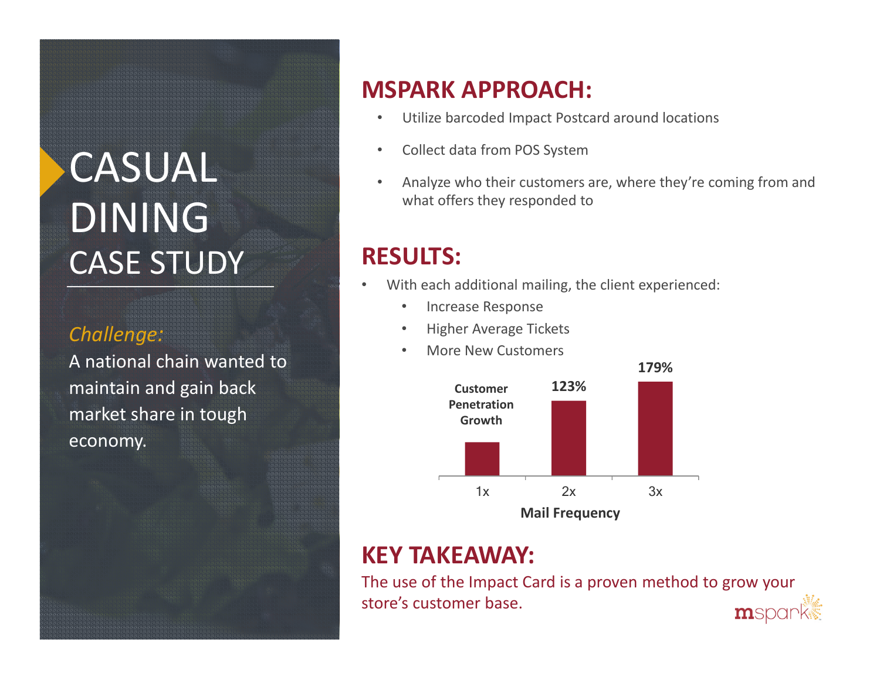# CASUAL DINING CASE STUDY

*Challenge:*

A national chain wanted to maintain and gain back market share in tough economy.

## MSPARK APPROACH:

- Utilize barcoded Impact Postcard around locations
- Collect data from POS System
- Analyze who their customers are, where they're coming from and what offers they responded to

## RESULTS:

- With each additional mailing, the client experienced:
  - Increase Response
  - Higher Average Tickets
  - More New Customers

**Customer Penetration Growth**

**123%**

**179%**

1x

2x

3x

**Mail Frequency**

## KEY TAKEAWAY:

The use of the Impact Card is a proven method to grow your store's customer base.

mspark